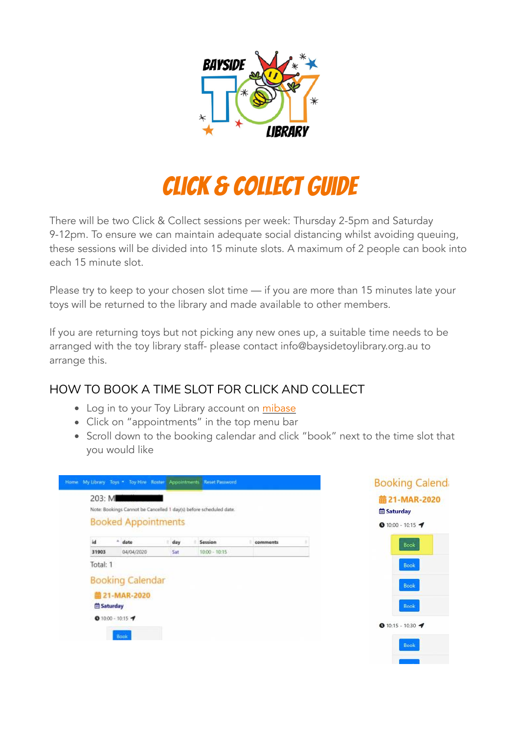# CLICK & COLLECT GUIDE

There will be two Click & Collect sessions per week: Thursday 2-5pm and Saturday 9-12pm. To ensure we can maintain adequate social distancing whilst avoiding queuing, these sessions will be divided into 15 minute slots. A maximum of 2 people can book into each 15 minute slot.

Please try to keep to your chosen slot time — if you are more than 15 minutes late your toys will be returned to the library and made available to other members.

If you are returning toys but not picking any new ones up, a suitable time needs to be arranged with the toy library staff- please contact info@baysidetoylibrary.org.au to arrange this.

## HOW TO BOOK A TIME SLOT FOR CLICK AND COLLECT

- Log in to your Toy Library account on mibase
- Click on "appointments" in the top menu bar
- Scroll down to the booking calendar and click "book" next to the time slot that you would like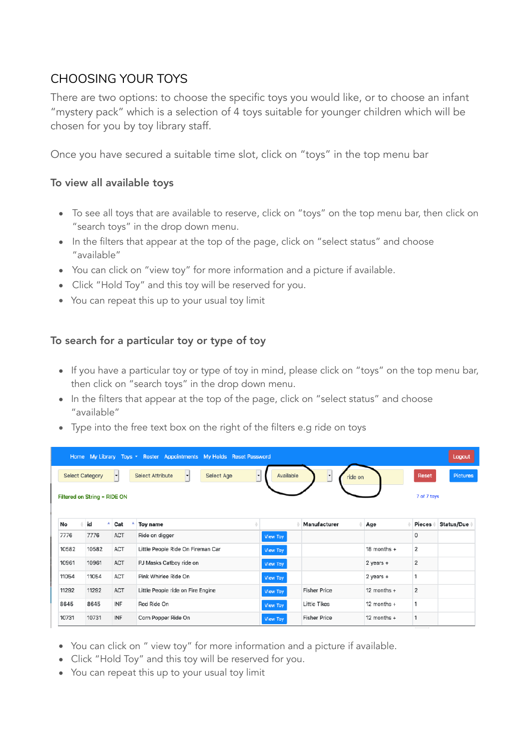## CHOOSING YOUR TOYS

There are two options: to choose the specific toys you would like, or to choose an infant "mystery pack" which is a selection of 4 toys suitable for younger children which will be chosen for you by toy library staff.

Once you have secured a suitable time slot, click on "toys" in the top menu bar

### To view all available toys

- To see all toys that are available to reserve, click on "toys" on the top menu bar, then click on "search toys" in the drop down menu.
- In the filters that appear at the top of the page, click on "select status" and choose "available"
- You can click on "view toy" for more information and a picture if available.
- Click "Hold Toy" and this toy will be reserved for you.
- You can repeat this up to your usual toy limit

### To search for a particular toy or type of toy

- If you have a particular toy or type of toy in mind, please click on "toys" on the top menu bar, then click on "search toys" in the drop down menu.
- In the filters that appear at the top of the page, click on "select status" and choose "available"
- Type into the free text box on the right of the filters e.g ride on toys

Home | My Library | Toys | Roster | Appointments | My Holds | Reset Password | Logout

Select Category | Select Attribute | Select Age | Available | ride on | Reset | Pictures

Filtered on String = RIDE ON

7 of 7 toys

| No | id | Cat | Toy name | | Manufacturer | Age | Pieces | Status/Due |
|---|---|---|---|---|---|---|---|---|
| 7776 | 7776 | ACT | Ride on digger | View Toy | | | 0 | |
| 10582 | 10582 | ACT | Little People Ride On Fireman Car | View Toy | | 18 months + | 2 | |
| 10961 | 10961 | ACT | PJ Masks Catboy ride on | View Toy | | 2 years + | 2 | |
| 11054 | 11054 | ACT | Pink Whirlee Ride On | View Toy | | 2 years + | 1 | |
| 11292 | 11292 | ACT | Little People ride on Fire Engine | View Toy | Fisher Price | 12 months + | 2 | |
| 8645 | 8645 | INF | Red Ride On | View Toy | Little Tikes | 12 months + | 1 | |
| 10731 | 10731 | INF | Corn Popper Ride On | View Toy | Fisher Price | 12 months + | 1 | |

- You can click on " view toy" for more information and a picture if available.
- Click "Hold Toy" and this toy will be reserved for you.
- You can repeat this up to your usual toy limit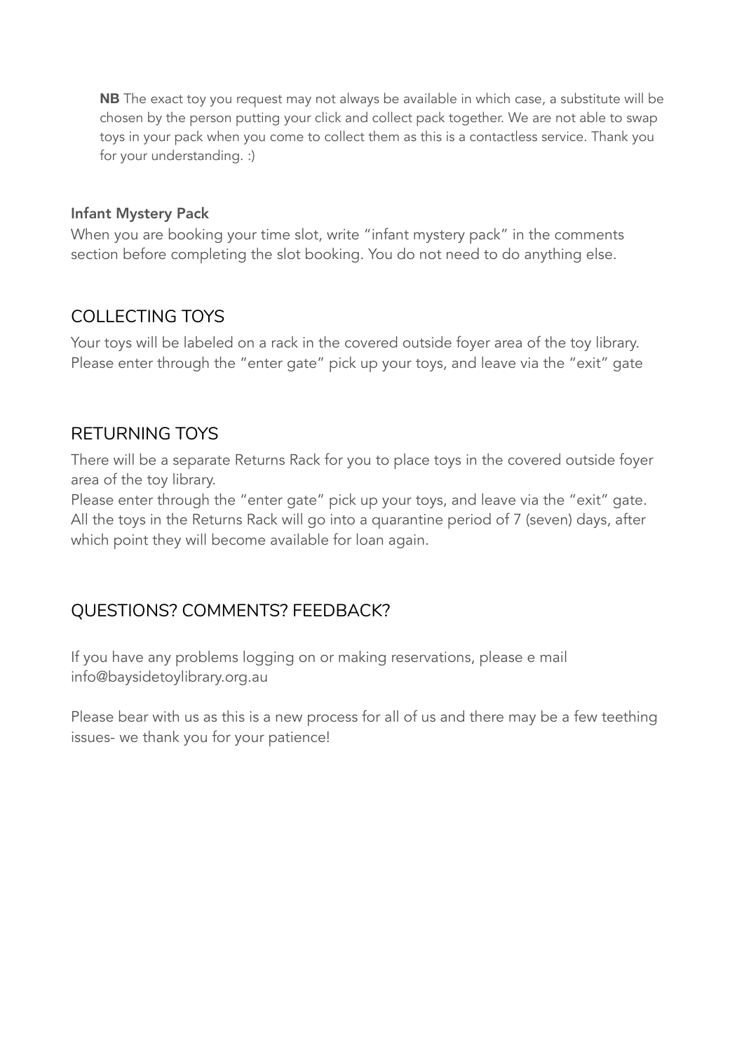**NB** The exact toy you request may not always be available in which case, a substitute will be chosen by the person putting your click and collect pack together. We are not able to swap toys in your pack when you come to collect them as this is a contactless service. Thank you for your understanding. :)

**Infant Mystery Pack**

When you are booking your time slot, write "infant mystery pack" in the comments section before completing the slot booking. You do not need to do anything else.

## COLLECTING TOYS

Your toys will be labeled on a rack in the covered outside foyer area of the toy library. Please enter through the "enter gate" pick up your toys, and leave via the "exit" gate

## RETURNING TOYS

There will be a separate Returns Rack for you to place toys in the covered outside foyer area of the toy library.

Please enter through the "enter gate" pick up your toys, and leave via the "exit" gate. All the toys in the Returns Rack will go into a quarantine period of 7 (seven) days, after which point they will become available for loan again.

## QUESTIONS? COMMENTS? FEEDBACK?

If you have any problems logging on or making reservations, please e mail info@baysidetoylibrary.org.au

Please bear with us as this is a new process for all of us and there may be a few teething issues- we thank you for your patience!